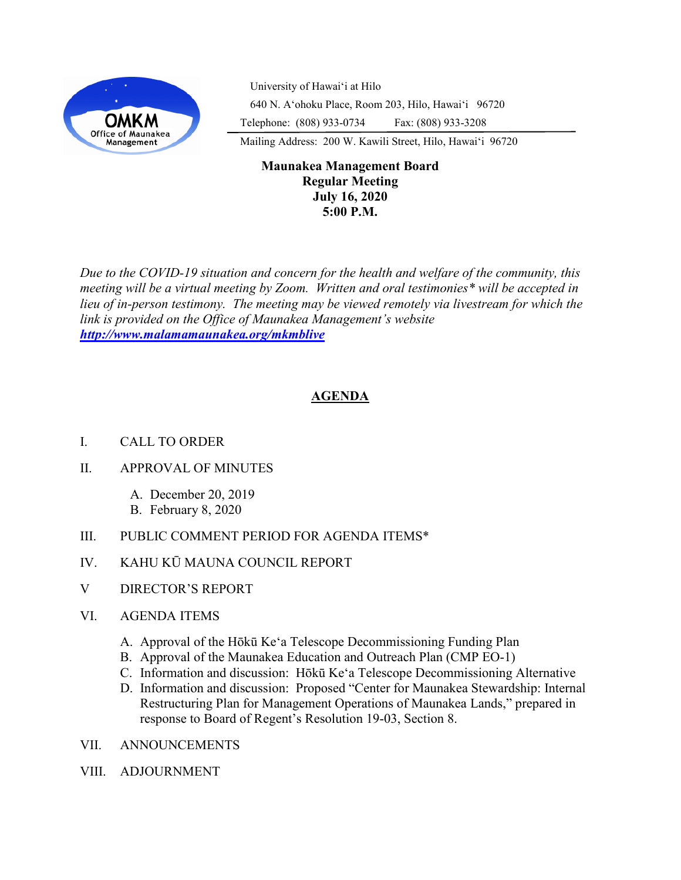University of Hawaiʻi at Hilo
640 N. Aʻohoku Place, Room 203, Hilo, Hawaiʻi 96720
Telephone: (808) 933-0734 Fax: (808) 933-3208
Mailing Address: 200 W. Kawili Street, Hilo, Hawaiʻi 96720

**Maunakea Management Board**
**Regular Meeting**
**July 16, 2020**
**5:00 P.M.**

*Due to the COVID-19 situation and concern for the health and welfare of the community, this meeting will be a virtual meeting by Zoom. Written and oral testimonies* will be accepted in lieu of in-person testimony. The meeting may be viewed remotely via livestream for which the link is provided on the Office of Maunakea Management's website* ***http://www.malamamaunakea.org/mkmblive***

## AGENDA

I. CALL TO ORDER

II. APPROVAL OF MINUTES

  A. December 20, 2019
  B. February 8, 2020

III. PUBLIC COMMENT PERIOD FOR AGENDA ITEMS*

IV. KAHU KŪ MAUNA COUNCIL REPORT

V DIRECTOR'S REPORT

VI. AGENDA ITEMS

  A. Approval of the Hōkū Keʻa Telescope Decommissioning Funding Plan
  B. Approval of the Maunakea Education and Outreach Plan (CMP EO-1)
  C. Information and discussion: Hōkū Keʻa Telescope Decommissioning Alternative
  D. Information and discussion: Proposed "Center for Maunakea Stewardship: Internal Restructuring Plan for Management Operations of Maunakea Lands," prepared in response to Board of Regent's Resolution 19-03, Section 8.

VII. ANNOUNCEMENTS

VIII. ADJOURNMENT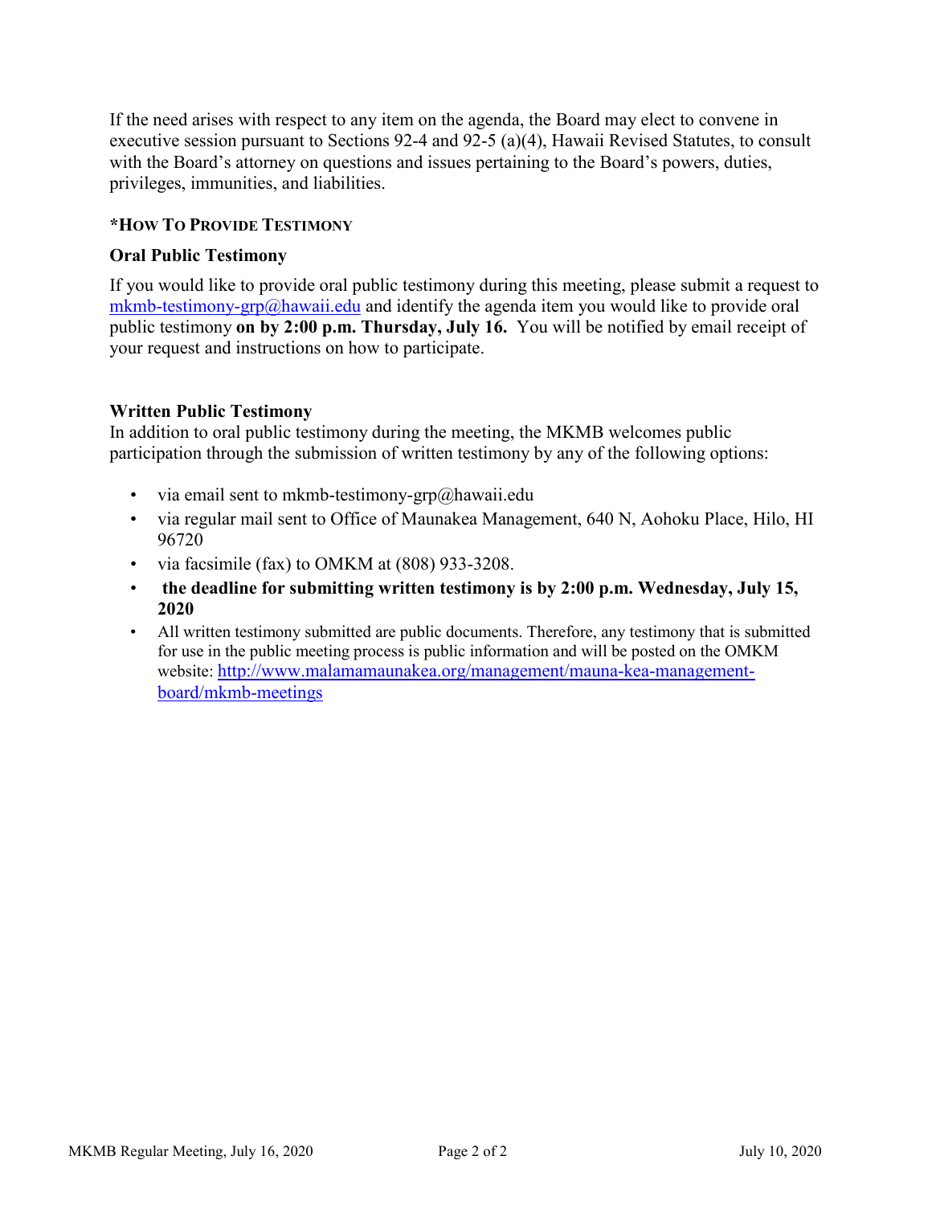If the need arises with respect to any item on the agenda, the Board may elect to convene in executive session pursuant to Sections 92-4 and 92-5 (a)(4), Hawaii Revised Statutes, to consult with the Board's attorney on questions and issues pertaining to the Board's powers, duties, privileges, immunities, and liabilities.

### *HOW TO PROVIDE TESTIMONY

### Oral Public Testimony

If you would like to provide oral public testimony during this meeting, please submit a request to mkmb-testimony-grp@hawaii.edu and identify the agenda item you would like to provide oral public testimony **on by 2:00 p.m. Thursday, July 16.** You will be notified by email receipt of your request and instructions on how to participate.

### Written Public Testimony

In addition to oral public testimony during the meeting, the MKMB welcomes public participation through the submission of written testimony by any of the following options:

- via email sent to mkmb-testimony-grp@hawaii.edu
- via regular mail sent to Office of Maunakea Management, 640 N, Aohoku Place, Hilo, HI 96720
- via facsimile (fax) to OMKM at (808) 933-3208.
- **the deadline for submitting written testimony is by 2:00 p.m. Wednesday, July 15, 2020**
- All written testimony submitted are public documents. Therefore, any testimony that is submitted for use in the public meeting process is public information and will be posted on the OMKM website: http://www.malamamaunakea.org/management/mauna-kea-management-board/mkmb-meetings